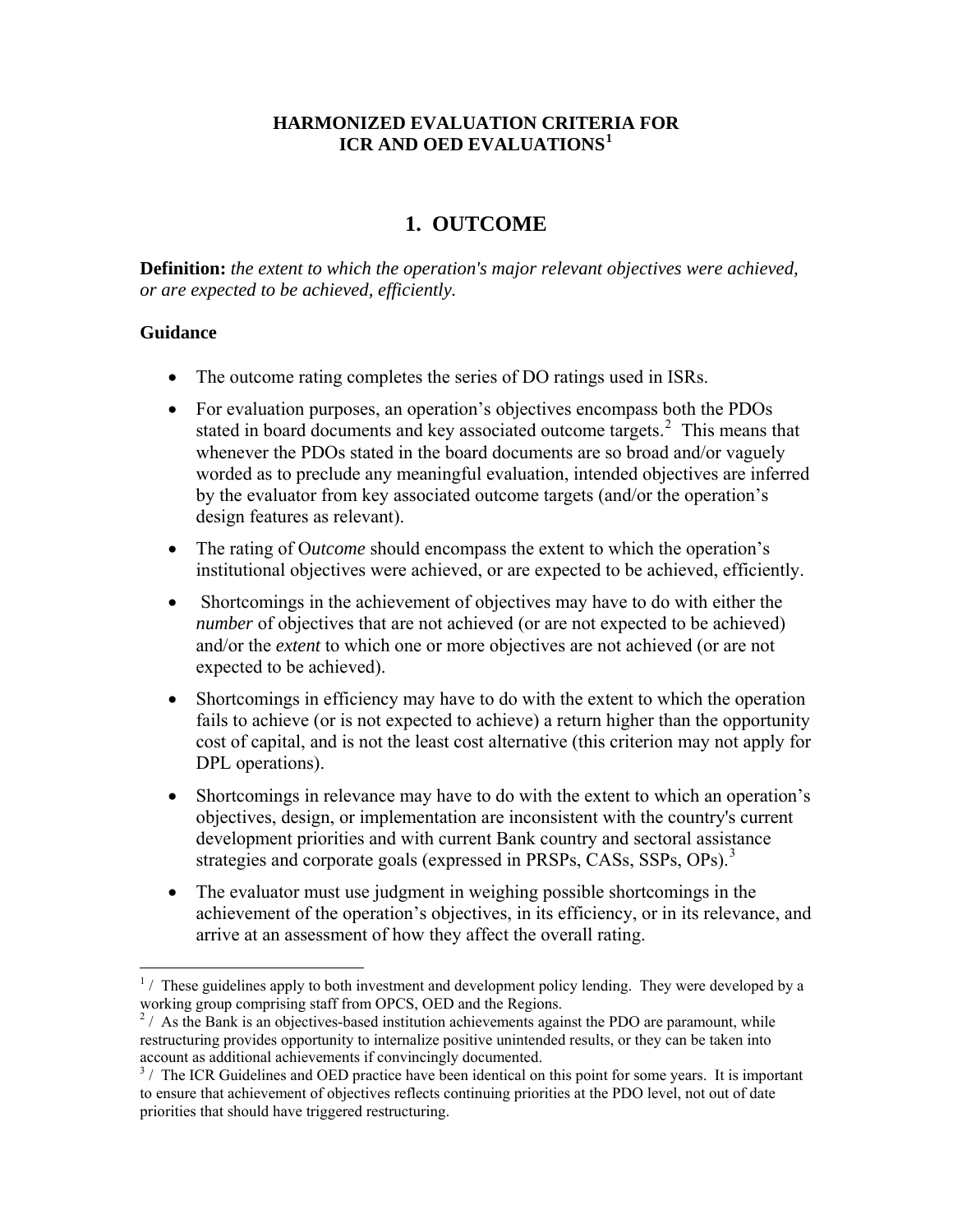# HARMONIZED EVALUATION CRITERIA FOR ICR AND OED EVALUATIONS[1]

## 1. OUTCOME

**Definition:** *the extent to which the operation's major relevant objectives were achieved, or are expected to be achieved, efficiently.*

### Guidance

- The outcome rating completes the series of DO ratings used in ISRs.
- For evaluation purposes, an operation's objectives encompass both the PDOs stated in board documents and key associated outcome targets.[2] This means that whenever the PDOs stated in the board documents are so broad and/or vaguely worded as to preclude any meaningful evaluation, intended objectives are inferred by the evaluator from key associated outcome targets (and/or the operation's design features as relevant).
- The rating of O*utcome* should encompass the extent to which the operation's institutional objectives were achieved, or are expected to be achieved, efficiently.
- Shortcomings in the achievement of objectives may have to do with either the *number* of objectives that are not achieved (or are not expected to be achieved) and/or the *extent* to which one or more objectives are not achieved (or are not expected to be achieved).
- Shortcomings in efficiency may have to do with the extent to which the operation fails to achieve (or is not expected to achieve) a return higher than the opportunity cost of capital, and is not the least cost alternative (this criterion may not apply for DPL operations).
- Shortcomings in relevance may have to do with the extent to which an operation's objectives, design, or implementation are inconsistent with the country's current development priorities and with current Bank country and sectoral assistance strategies and corporate goals (expressed in PRSPs, CASs, SSPs, OPs).[3]
- The evaluator must use judgment in weighing possible shortcomings in the achievement of the operation's objectives, in its efficiency, or in its relevance, and arrive at an assessment of how they affect the overall rating.

---

[1] / These guidelines apply to both investment and development policy lending. They were developed by a working group comprising staff from OPCS, OED and the Regions.

[2] / As the Bank is an objectives-based institution achievements against the PDO are paramount, while restructuring provides opportunity to internalize positive unintended results, or they can be taken into account as additional achievements if convincingly documented.

[3] / The ICR Guidelines and OED practice have been identical on this point for some years. It is important to ensure that achievement of objectives reflects continuing priorities at the PDO level, not out of date priorities that should have triggered restructuring.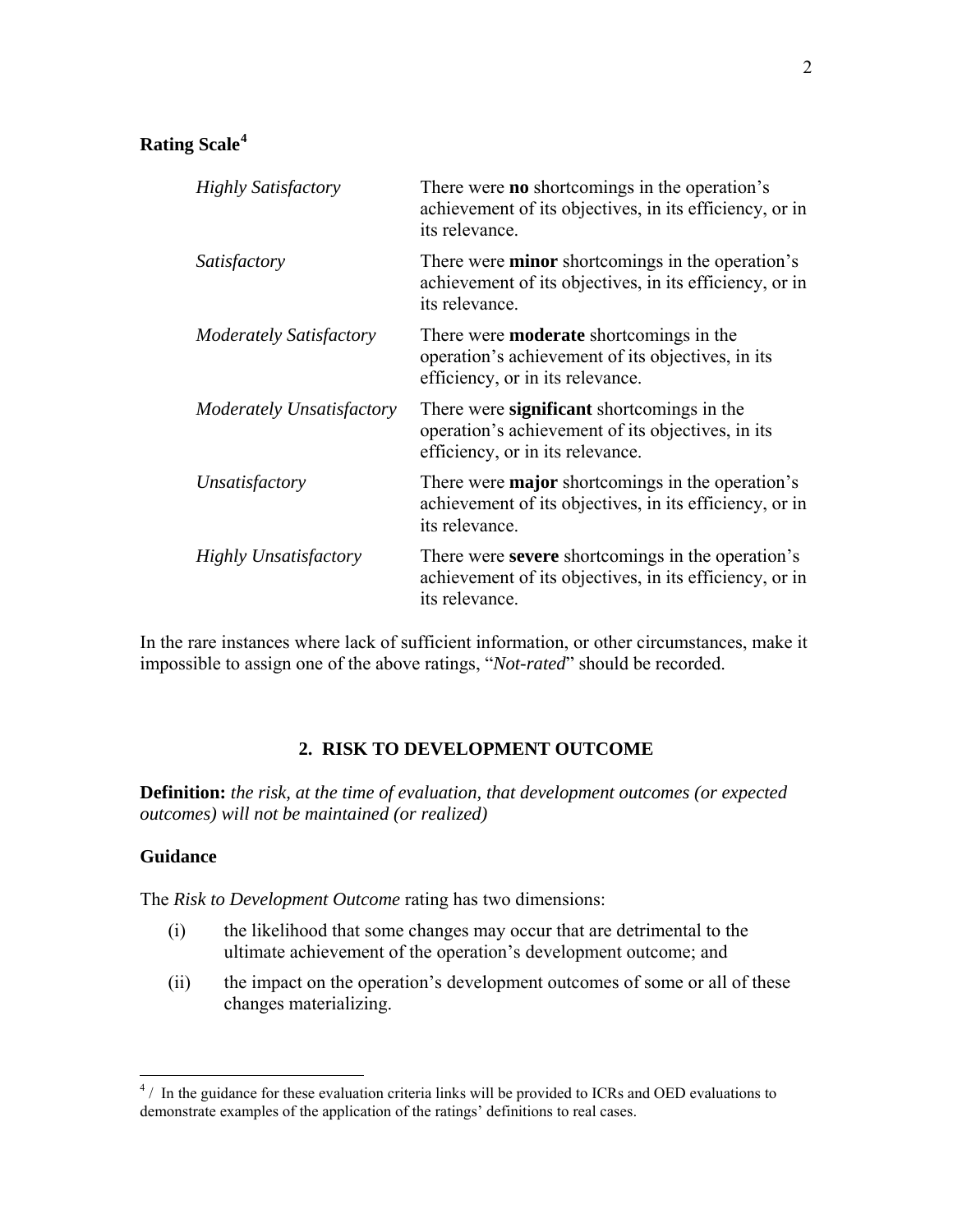**Rating Scale[4]**

| | |
|---|---|
| *Highly Satisfactory* | There were **no** shortcomings in the operation's achievement of its objectives, in its efficiency, or in its relevance. |
| *Satisfactory* | There were **minor** shortcomings in the operation's achievement of its objectives, in its efficiency, or in its relevance. |
| *Moderately Satisfactory* | There were **moderate** shortcomings in the operation's achievement of its objectives, in its efficiency, or in its relevance. |
| *Moderately Unsatisfactory* | There were **significant** shortcomings in the operation's achievement of its objectives, in its efficiency, or in its relevance. |
| *Unsatisfactory* | There were **major** shortcomings in the operation's achievement of its objectives, in its efficiency, or in its relevance. |
| *Highly Unsatisfactory* | There were **severe** shortcomings in the operation's achievement of its objectives, in its efficiency, or in its relevance. |

In the rare instances where lack of sufficient information, or other circumstances, make it impossible to assign one of the above ratings, "*Not-rated*" should be recorded.

## 2. RISK TO DEVELOPMENT OUTCOME

**Definition:** *the risk, at the time of evaluation, that development outcomes (or expected outcomes) will not be maintained (or realized)*

**Guidance**

The *Risk to Development Outcome* rating has two dimensions:

(i) the likelihood that some changes may occur that are detrimental to the ultimate achievement of the operation's development outcome; and

(ii) the impact on the operation's development outcomes of some or all of these changes materializing.

[4] / In the guidance for these evaluation criteria links will be provided to ICRs and OED evaluations to demonstrate examples of the application of the ratings' definitions to real cases.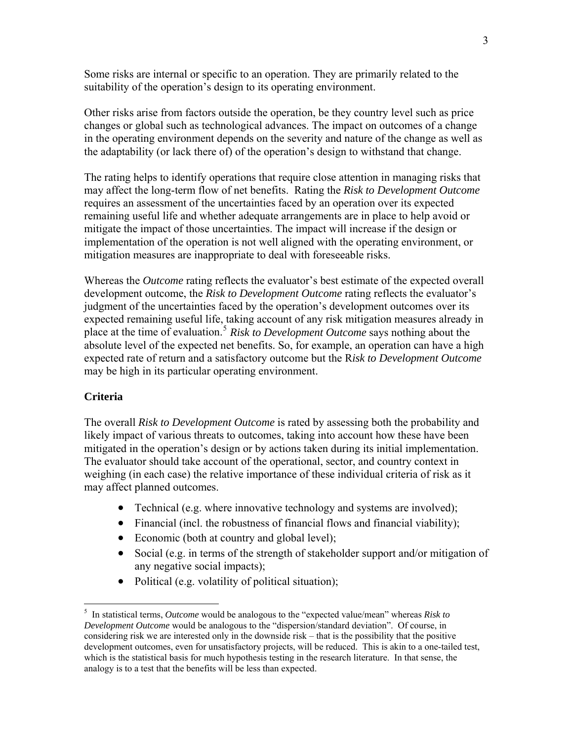Some risks are internal or specific to an operation. They are primarily related to the suitability of the operation's design to its operating environment.

Other risks arise from factors outside the operation, be they country level such as price changes or global such as technological advances. The impact on outcomes of a change in the operating environment depends on the severity and nature of the change as well as the adaptability (or lack there of) of the operation's design to withstand that change.

The rating helps to identify operations that require close attention in managing risks that may affect the long-term flow of net benefits. Rating the *Risk to Development Outcome* requires an assessment of the uncertainties faced by an operation over its expected remaining useful life and whether adequate arrangements are in place to help avoid or mitigate the impact of those uncertainties. The impact will increase if the design or implementation of the operation is not well aligned with the operating environment, or mitigation measures are inappropriate to deal with foreseeable risks.

Whereas the *Outcome* rating reflects the evaluator's best estimate of the expected overall development outcome, the *Risk to Development Outcome* rating reflects the evaluator's judgment of the uncertainties faced by the operation's development outcomes over its expected remaining useful life, taking account of any risk mitigation measures already in place at the time of evaluation.[5] *Risk to Development Outcome* says nothing about the absolute level of the expected net benefits. So, for example, an operation can have a high expected rate of return and a satisfactory outcome but the R*isk to Development Outcome* may be high in its particular operating environment.

### Criteria

The overall *Risk to Development Outcome* is rated by assessing both the probability and likely impact of various threats to outcomes, taking into account how these have been mitigated in the operation's design or by actions taken during its initial implementation. The evaluator should take account of the operational, sector, and country context in weighing (in each case) the relative importance of these individual criteria of risk as it may affect planned outcomes.

- Technical (e.g. where innovative technology and systems are involved);
- Financial (incl. the robustness of financial flows and financial viability);
- Economic (both at country and global level);
- Social (e.g. in terms of the strength of stakeholder support and/or mitigation of any negative social impacts);
- Political (e.g. volatility of political situation);

---

[5] In statistical terms, *Outcome* would be analogous to the "expected value/mean" whereas *Risk to Development Outcome* would be analogous to the "dispersion/standard deviation". Of course, in considering risk we are interested only in the downside risk – that is the possibility that the positive development outcomes, even for unsatisfactory projects, will be reduced. This is akin to a one-tailed test, which is the statistical basis for much hypothesis testing in the research literature. In that sense, the analogy is to a test that the benefits will be less than expected.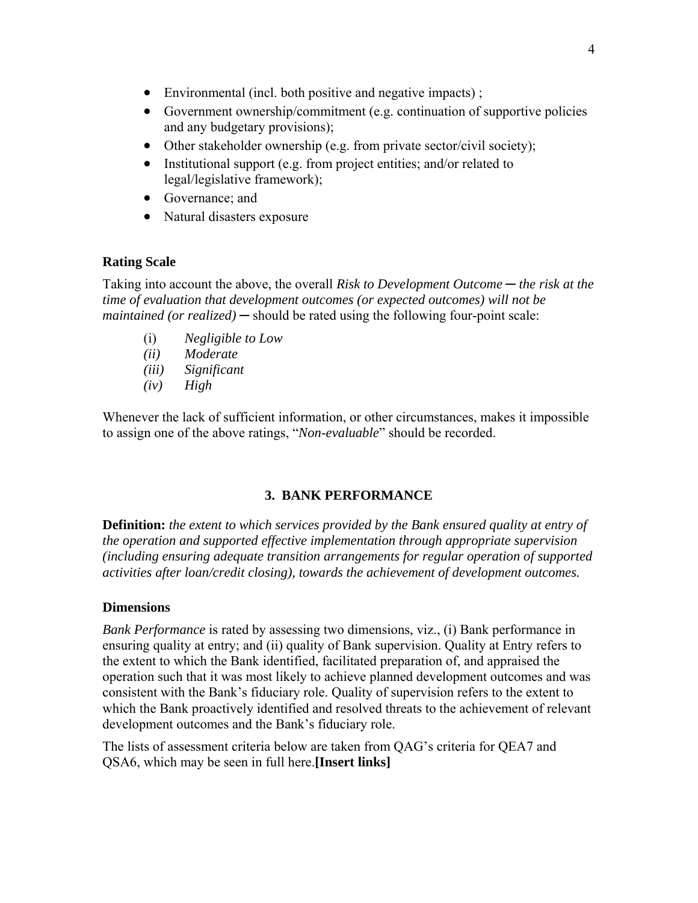- Environmental (incl. both positive and negative impacts) ;
- Government ownership/commitment (e.g. continuation of supportive policies and any budgetary provisions);
- Other stakeholder ownership (e.g. from private sector/civil society);
- Institutional support (e.g. from project entities; and/or related to legal/legislative framework);
- Governance; and
- Natural disasters exposure

**Rating Scale**

Taking into account the above, the overall *Risk to Development Outcome ─ the risk at the time of evaluation that development outcomes (or expected outcomes) will not be maintained (or realized)* ─ should be rated using the following four-point scale:

(i) *Negligible to Low*
*(ii) Moderate*
*(iii) Significant*
*(iv) High*

Whenever the lack of sufficient information, or other circumstances, makes it impossible to assign one of the above ratings, "*Non-evaluable*" should be recorded.

## 3. BANK PERFORMANCE

**Definition:** *the extent to which services provided by the Bank ensured quality at entry of the operation and supported effective implementation through appropriate supervision (including ensuring adequate transition arrangements for regular operation of supported activities after loan/credit closing), towards the achievement of development outcomes.*

**Dimensions**

*Bank Performance* is rated by assessing two dimensions, viz., (i) Bank performance in ensuring quality at entry; and (ii) quality of Bank supervision. Quality at Entry refers to the extent to which the Bank identified, facilitated preparation of, and appraised the operation such that it was most likely to achieve planned development outcomes and was consistent with the Bank's fiduciary role. Quality of supervision refers to the extent to which the Bank proactively identified and resolved threats to the achievement of relevant development outcomes and the Bank's fiduciary role.

The lists of assessment criteria below are taken from QAG's criteria for QEA7 and QSA6, which may be seen in full here.**[Insert links]**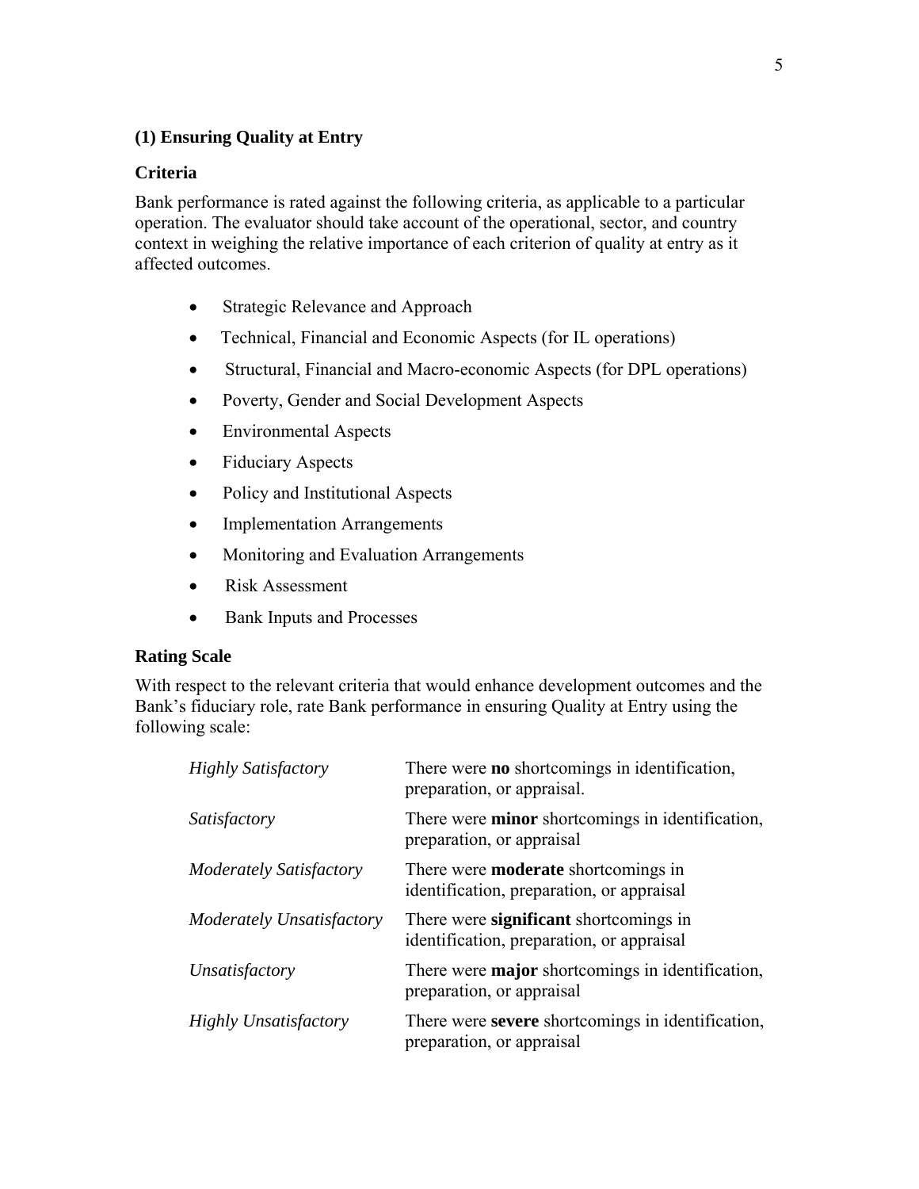### (1) Ensuring Quality at Entry

#### Criteria

Bank performance is rated against the following criteria, as applicable to a particular operation. The evaluator should take account of the operational, sector, and country context in weighing the relative importance of each criterion of quality at entry as it affected outcomes.

- Strategic Relevance and Approach
- Technical, Financial and Economic Aspects (for IL operations)
- Structural, Financial and Macro-economic Aspects (for DPL operations)
- Poverty, Gender and Social Development Aspects
- Environmental Aspects
- Fiduciary Aspects
- Policy and Institutional Aspects
- Implementation Arrangements
- Monitoring and Evaluation Arrangements
- Risk Assessment
- Bank Inputs and Processes

#### Rating Scale

With respect to the relevant criteria that would enhance development outcomes and the Bank's fiduciary role, rate Bank performance in ensuring Quality at Entry using the following scale:

| | |
|---|---|
| *Highly Satisfactory* | There were **no** shortcomings in identification, preparation, or appraisal. |
| *Satisfactory* | There were **minor** shortcomings in identification, preparation, or appraisal |
| *Moderately Satisfactory* | There were **moderate** shortcomings in identification, preparation, or appraisal |
| *Moderately Unsatisfactory* | There were **significant** shortcomings in identification, preparation, or appraisal |
| *Unsatisfactory* | There were **major** shortcomings in identification, preparation, or appraisal |
| *Highly Unsatisfactory* | There were **severe** shortcomings in identification, preparation, or appraisal |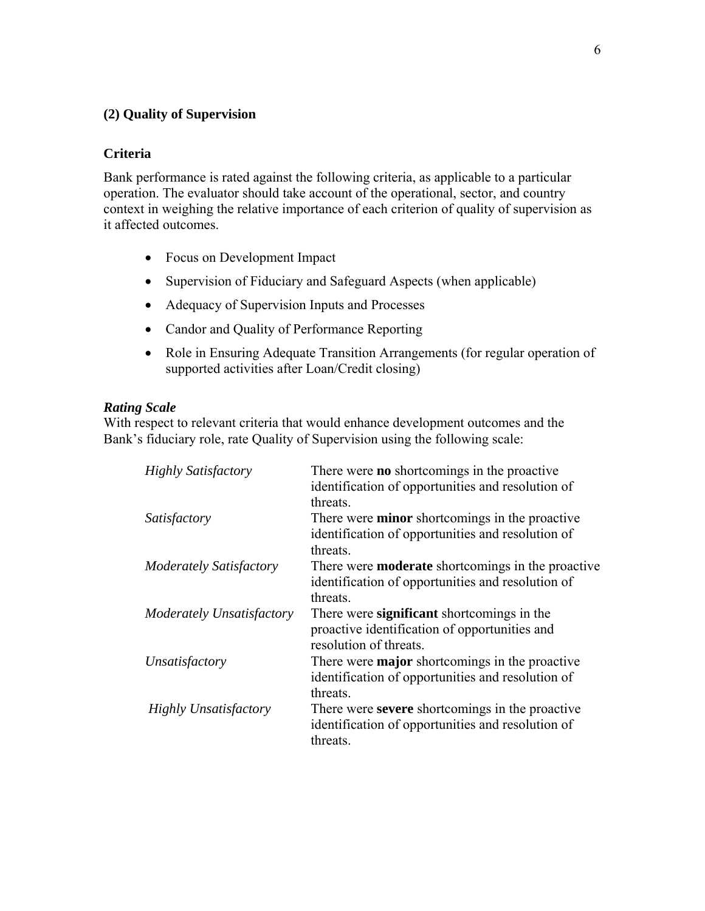### (2) Quality of Supervision

#### Criteria

Bank performance is rated against the following criteria, as applicable to a particular operation. The evaluator should take account of the operational, sector, and country context in weighing the relative importance of each criterion of quality of supervision as it affected outcomes.

- Focus on Development Impact
- Supervision of Fiduciary and Safeguard Aspects (when applicable)
- Adequacy of Supervision Inputs and Processes
- Candor and Quality of Performance Reporting
- Role in Ensuring Adequate Transition Arrangements (for regular operation of supported activities after Loan/Credit closing)

***Rating Scale***

With respect to relevant criteria that would enhance development outcomes and the Bank's fiduciary role, rate Quality of Supervision using the following scale:

| | |
|---|---|
| *Highly Satisfactory* | There were **no** shortcomings in the proactive identification of opportunities and resolution of threats. |
| *Satisfactory* | There were **minor** shortcomings in the proactive identification of opportunities and resolution of threats. |
| *Moderately Satisfactory* | There were **moderate** shortcomings in the proactive identification of opportunities and resolution of threats. |
| *Moderately Unsatisfactory* | There were **significant** shortcomings in the proactive identification of opportunities and resolution of threats. |
| *Unsatisfactory* | There were **major** shortcomings in the proactive identification of opportunities and resolution of threats. |
| *Highly Unsatisfactory* | There were **severe** shortcomings in the proactive identification of opportunities and resolution of threats. |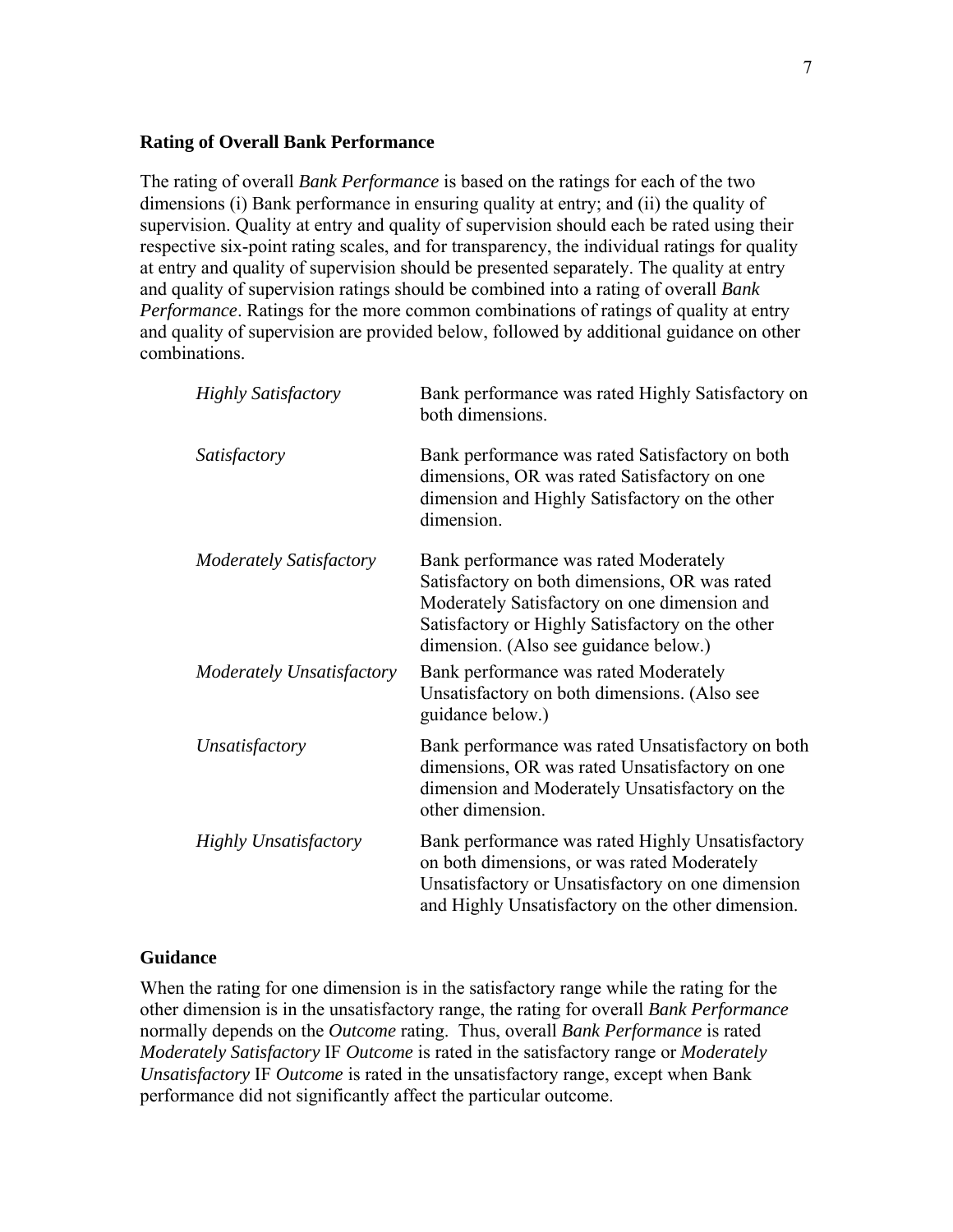## Rating of Overall Bank Performance

The rating of overall *Bank Performance* is based on the ratings for each of the two dimensions (i) Bank performance in ensuring quality at entry; and (ii) the quality of supervision. Quality at entry and quality of supervision should each be rated using their respective six-point rating scales, and for transparency, the individual ratings for quality at entry and quality of supervision should be presented separately. The quality at entry and quality of supervision ratings should be combined into a rating of overall *Bank Performance*. Ratings for the more common combinations of ratings of quality at entry and quality of supervision are provided below, followed by additional guidance on other combinations.

| | |
|---|---|
| *Highly Satisfactory* | Bank performance was rated Highly Satisfactory on both dimensions. |
| *Satisfactory* | Bank performance was rated Satisfactory on both dimensions, OR was rated Satisfactory on one dimension and Highly Satisfactory on the other dimension. |
| *Moderately Satisfactory* | Bank performance was rated Moderately Satisfactory on both dimensions, OR was rated Moderately Satisfactory on one dimension and Satisfactory or Highly Satisfactory on the other dimension. (Also see guidance below.) |
| *Moderately Unsatisfactory* | Bank performance was rated Moderately Unsatisfactory on both dimensions. (Also see guidance below.) |
| *Unsatisfactory* | Bank performance was rated Unsatisfactory on both dimensions, OR was rated Unsatisfactory on one dimension and Moderately Unsatisfactory on the other dimension. |
| *Highly Unsatisfactory* | Bank performance was rated Highly Unsatisfactory on both dimensions, or was rated Moderately Unsatisfactory or Unsatisfactory on one dimension and Highly Unsatisfactory on the other dimension. |

### Guidance

When the rating for one dimension is in the satisfactory range while the rating for the other dimension is in the unsatisfactory range, the rating for overall *Bank Performance* normally depends on the *Outcome* rating. Thus, overall *Bank Performance* is rated *Moderately Satisfactory* IF *Outcome* is rated in the satisfactory range or *Moderately Unsatisfactory* IF *Outcome* is rated in the unsatisfactory range, except when Bank performance did not significantly affect the particular outcome.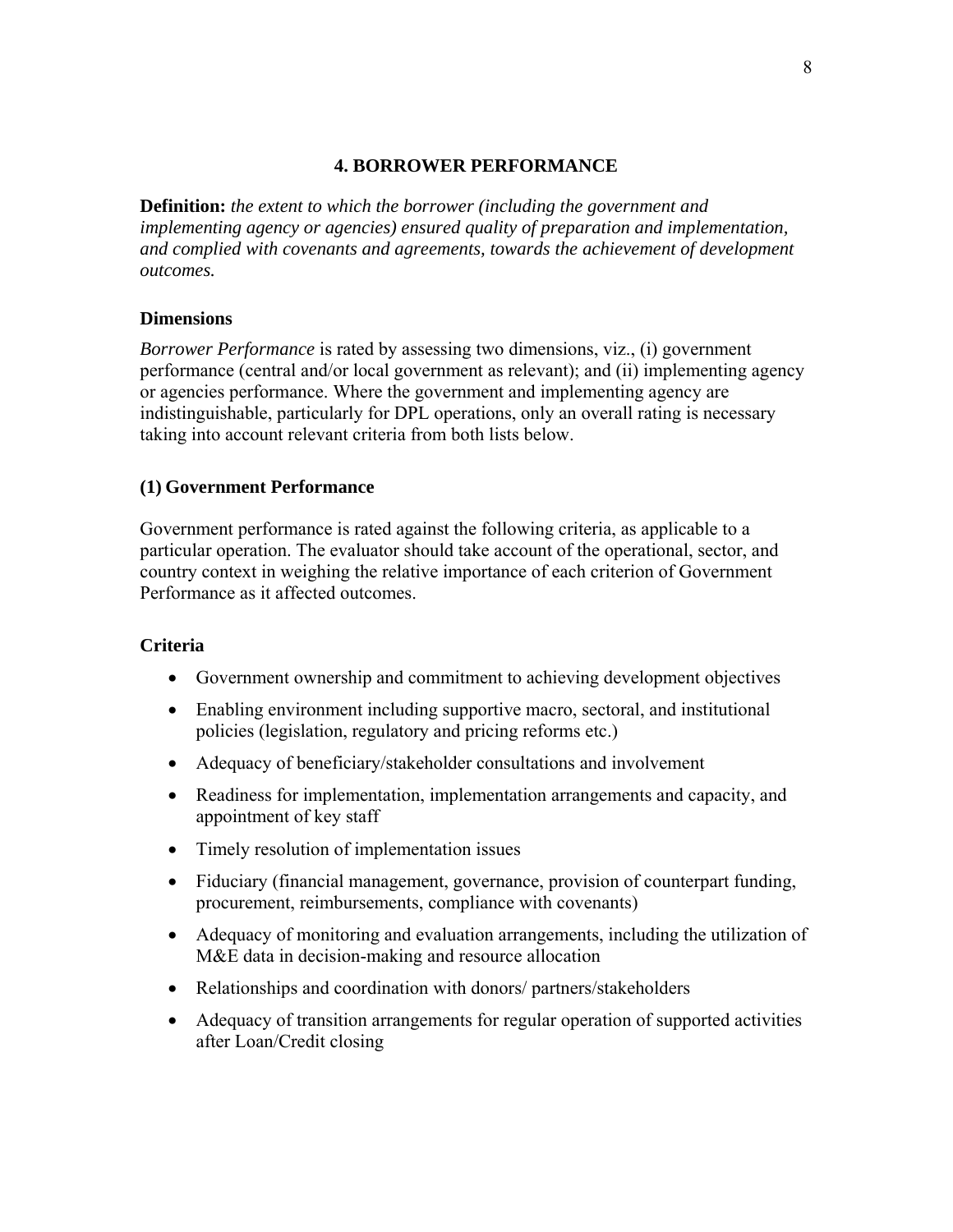## 4. BORROWER PERFORMANCE

**Definition:** *the extent to which the borrower (including the government and implementing agency or agencies) ensured quality of preparation and implementation, and complied with covenants and agreements, towards the achievement of development outcomes.*

### Dimensions

*Borrower Performance* is rated by assessing two dimensions, viz., (i) government performance (central and/or local government as relevant); and (ii) implementing agency or agencies performance. Where the government and implementing agency are indistinguishable, particularly for DPL operations, only an overall rating is necessary taking into account relevant criteria from both lists below.

### (1) Government Performance

Government performance is rated against the following criteria, as applicable to a particular operation. The evaluator should take account of the operational, sector, and country context in weighing the relative importance of each criterion of Government Performance as it affected outcomes.

### Criteria

- Government ownership and commitment to achieving development objectives
- Enabling environment including supportive macro, sectoral, and institutional policies (legislation, regulatory and pricing reforms etc.)
- Adequacy of beneficiary/stakeholder consultations and involvement
- Readiness for implementation, implementation arrangements and capacity, and appointment of key staff
- Timely resolution of implementation issues
- Fiduciary (financial management, governance, provision of counterpart funding, procurement, reimbursements, compliance with covenants)
- Adequacy of monitoring and evaluation arrangements, including the utilization of M&E data in decision-making and resource allocation
- Relationships and coordination with donors/ partners/stakeholders
- Adequacy of transition arrangements for regular operation of supported activities after Loan/Credit closing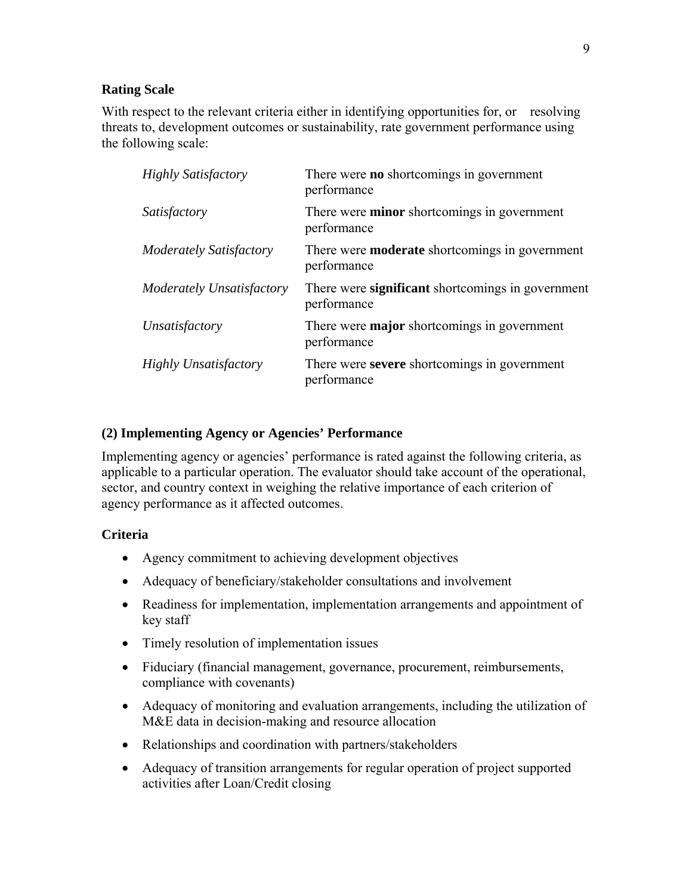**Rating Scale**

With respect to the relevant criteria either in identifying opportunities for, or resolving threats to, development outcomes or sustainability, rate government performance using the following scale:

| | |
|---|---|
| *Highly Satisfactory* | There were **no** shortcomings in government performance |
| *Satisfactory* | There were **minor** shortcomings in government performance |
| *Moderately Satisfactory* | There were **moderate** shortcomings in government performance |
| *Moderately Unsatisfactory* | There were **significant** shortcomings in government performance |
| *Unsatisfactory* | There were **major** shortcomings in government performance |
| *Highly Unsatisfactory* | There were **severe** shortcomings in government performance |

**(2) Implementing Agency or Agencies' Performance**

Implementing agency or agencies' performance is rated against the following criteria, as applicable to a particular operation. The evaluator should take account of the operational, sector, and country context in weighing the relative importance of each criterion of agency performance as it affected outcomes.

**Criteria**

- Agency commitment to achieving development objectives
- Adequacy of beneficiary/stakeholder consultations and involvement
- Readiness for implementation, implementation arrangements and appointment of key staff
- Timely resolution of implementation issues
- Fiduciary (financial management, governance, procurement, reimbursements, compliance with covenants)
- Adequacy of monitoring and evaluation arrangements, including the utilization of M&E data in decision-making and resource allocation
- Relationships and coordination with partners/stakeholders
- Adequacy of transition arrangements for regular operation of project supported activities after Loan/Credit closing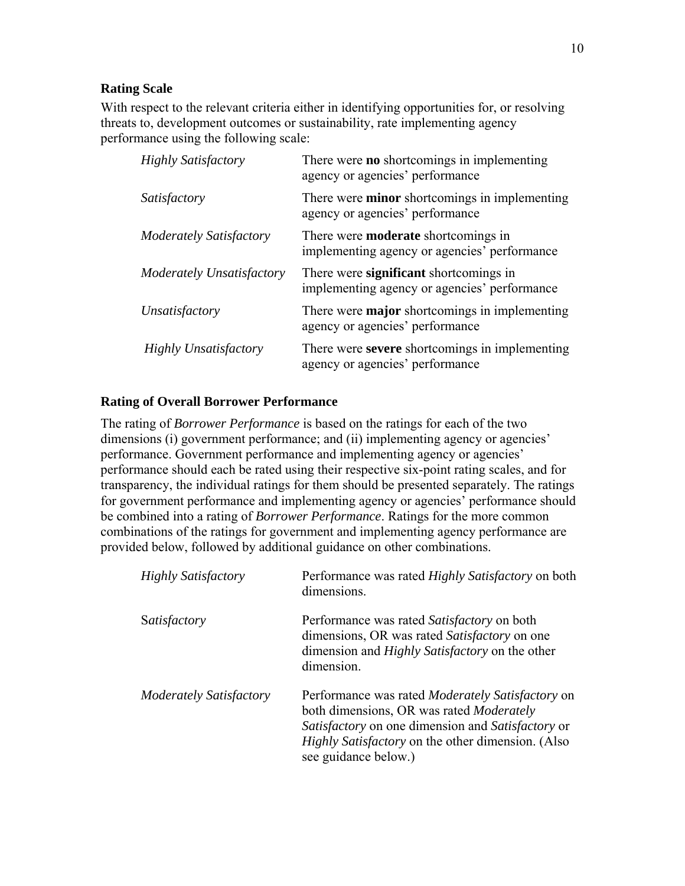**Rating Scale**

With respect to the relevant criteria either in identifying opportunities for, or resolving threats to, development outcomes or sustainability, rate implementing agency performance using the following scale:

| | |
|---|---|
| *Highly Satisfactory* | There were **no** shortcomings in implementing agency or agencies' performance |
| *Satisfactory* | There were **minor** shortcomings in implementing agency or agencies' performance |
| *Moderately Satisfactory* | There were **moderate** shortcomings in implementing agency or agencies' performance |
| *Moderately Unsatisfactory* | There were **significant** shortcomings in implementing agency or agencies' performance |
| *Unsatisfactory* | There were **major** shortcomings in implementing agency or agencies' performance |
| *Highly Unsatisfactory* | There were **severe** shortcomings in implementing agency or agencies' performance |

**Rating of Overall Borrower Performance**

The rating of *Borrower Performance* is based on the ratings for each of the two dimensions (i) government performance; and (ii) implementing agency or agencies' performance. Government performance and implementing agency or agencies' performance should each be rated using their respective six-point rating scales, and for transparency, the individual ratings for them should be presented separately. The ratings for government performance and implementing agency or agencies' performance should be combined into a rating of *Borrower Performance*. Ratings for the more common combinations of the ratings for government and implementing agency performance are provided below, followed by additional guidance on other combinations.

| | |
|---|---|
| *Highly Satisfactory* | Performance was rated *Highly Satisfactory* on both dimensions. |
| S*atisfactory* | Performance was rated *Satisfactory* on both dimensions, OR was rated *Satisfactory* on one dimension and *Highly Satisfactory* on the other dimension. |
| *Moderately Satisfactory* | Performance was rated *Moderately Satisfactory* on both dimensions, OR was rated *Moderately Satisfactory* on one dimension and *Satisfactory* or *Highly Satisfactory* on the other dimension. (Also see guidance below.) |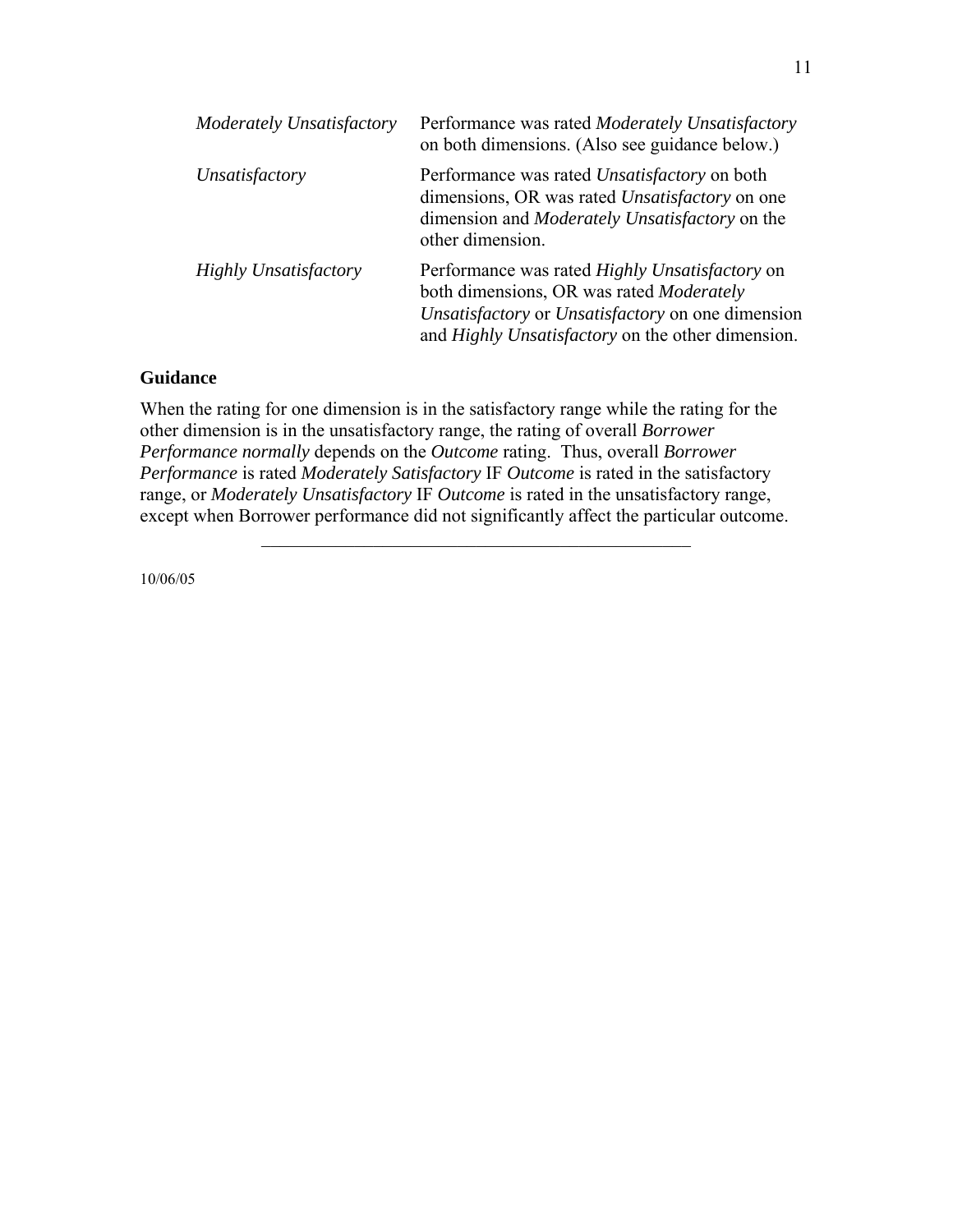| | |
|---|---|
| *Moderately Unsatisfactory* | Performance was rated *Moderately Unsatisfactory* on both dimensions. (Also see guidance below.) |
| *Unsatisfactory* | Performance was rated *Unsatisfactory* on both dimensions, OR was rated *Unsatisfactory* on one dimension and *Moderately Unsatisfactory* on the other dimension. |
| *Highly Unsatisfactory* | Performance was rated *Highly Unsatisfactory* on both dimensions, OR was rated *Moderately Unsatisfactory* or *Unsatisfactory* on one dimension and *Highly Unsatisfactory* on the other dimension. |

**Guidance**

When the rating for one dimension is in the satisfactory range while the rating for the other dimension is in the unsatisfactory range, the rating of overall *Borrower Performance normally* depends on the *Outcome* rating. Thus, overall *Borrower Performance* is rated *Moderately Satisfactory* IF *Outcome* is rated in the satisfactory range, or *Moderately Unsatisfactory* IF *Outcome* is rated in the unsatisfactory range, except when Borrower performance did not significantly affect the particular outcome.

---

10/06/05